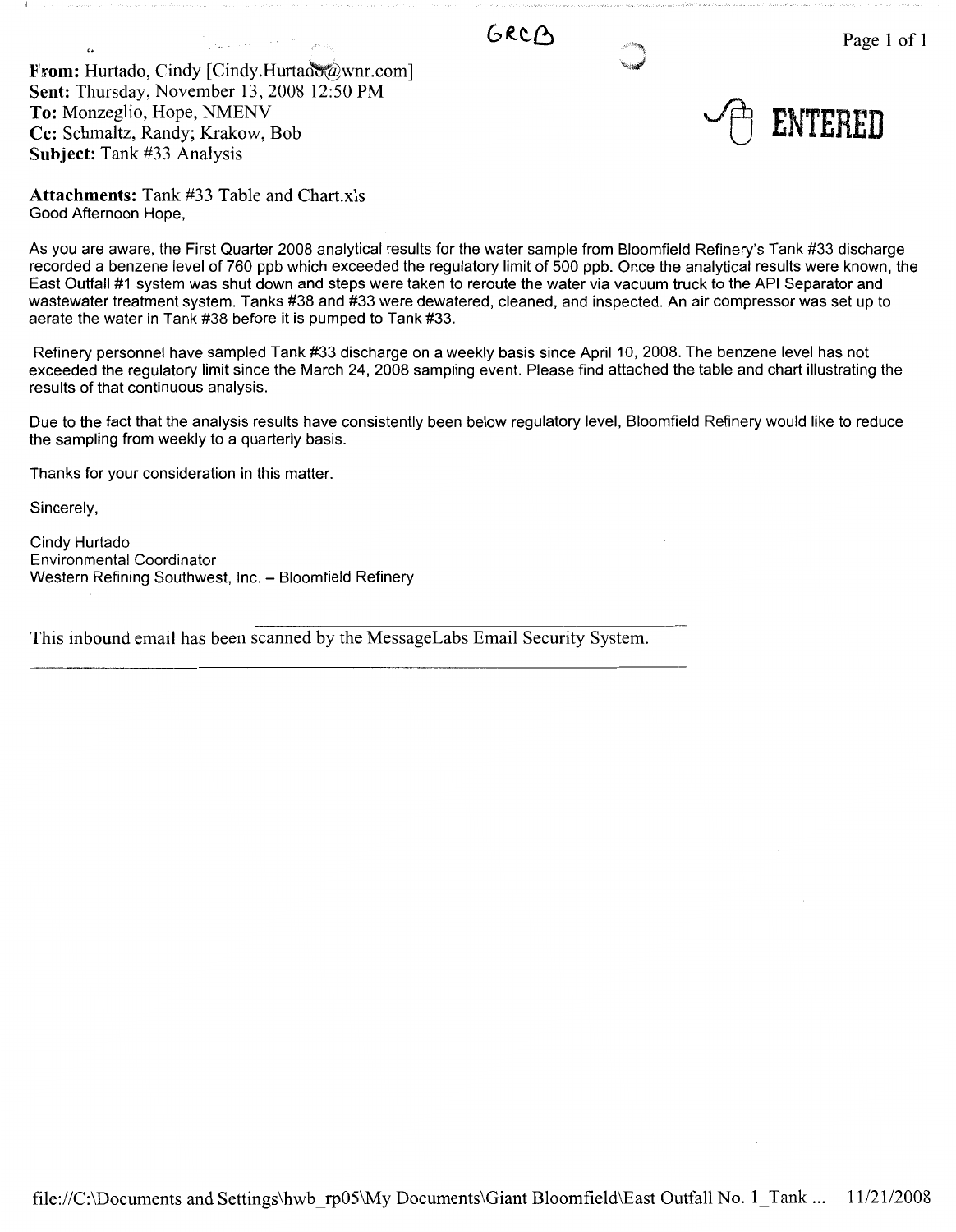GRCB

ENTERED

**From:** Hurtado, Cindy [Cindy.Hurtado@wnr.com]
**Sent:** Thursday, November 13, 2008 12:50 PM
**To:** Monzeglio, Hope, NMENV
**Cc:** Schmaltz, Randy; Krakow, Bob
**Subject:** Tank #33 Analysis

**Attachments:** Tank #33 Table and Chart.xls

Good Afternoon Hope,

As you are aware, the First Quarter 2008 analytical results for the water sample from Bloomfield Refinery's Tank #33 discharge recorded a benzene level of 760 ppb which exceeded the regulatory limit of 500 ppb. Once the analytical results were known, the East Outfall #1 system was shut down and steps were taken to reroute the water via vacuum truck to the API Separator and wastewater treatment system. Tanks #38 and #33 were dewatered, cleaned, and inspected. An air compressor was set up to aerate the water in Tank #38 before it is pumped to Tank #33.

Refinery personnel have sampled Tank #33 discharge on a weekly basis since April 10, 2008. The benzene level has not exceeded the regulatory limit since the March 24, 2008 sampling event. Please find attached the table and chart illustrating the results of that continuous analysis.

Due to the fact that the analysis results have consistently been below regulatory level, Bloomfield Refinery would like to reduce the sampling from weekly to a quarterly basis.

Thanks for your consideration in this matter.

Sincerely,

Cindy Hurtado
Environmental Coordinator
Western Refining Southwest, Inc. – Bloomfield Refinery

---

This inbound email has been scanned by the MessageLabs Email Security System.

---

file://C:\Documents and Settings\hwb_rp05\My Documents\Giant Bloomfield\East Outfall No. 1_Tank ... 11/21/2008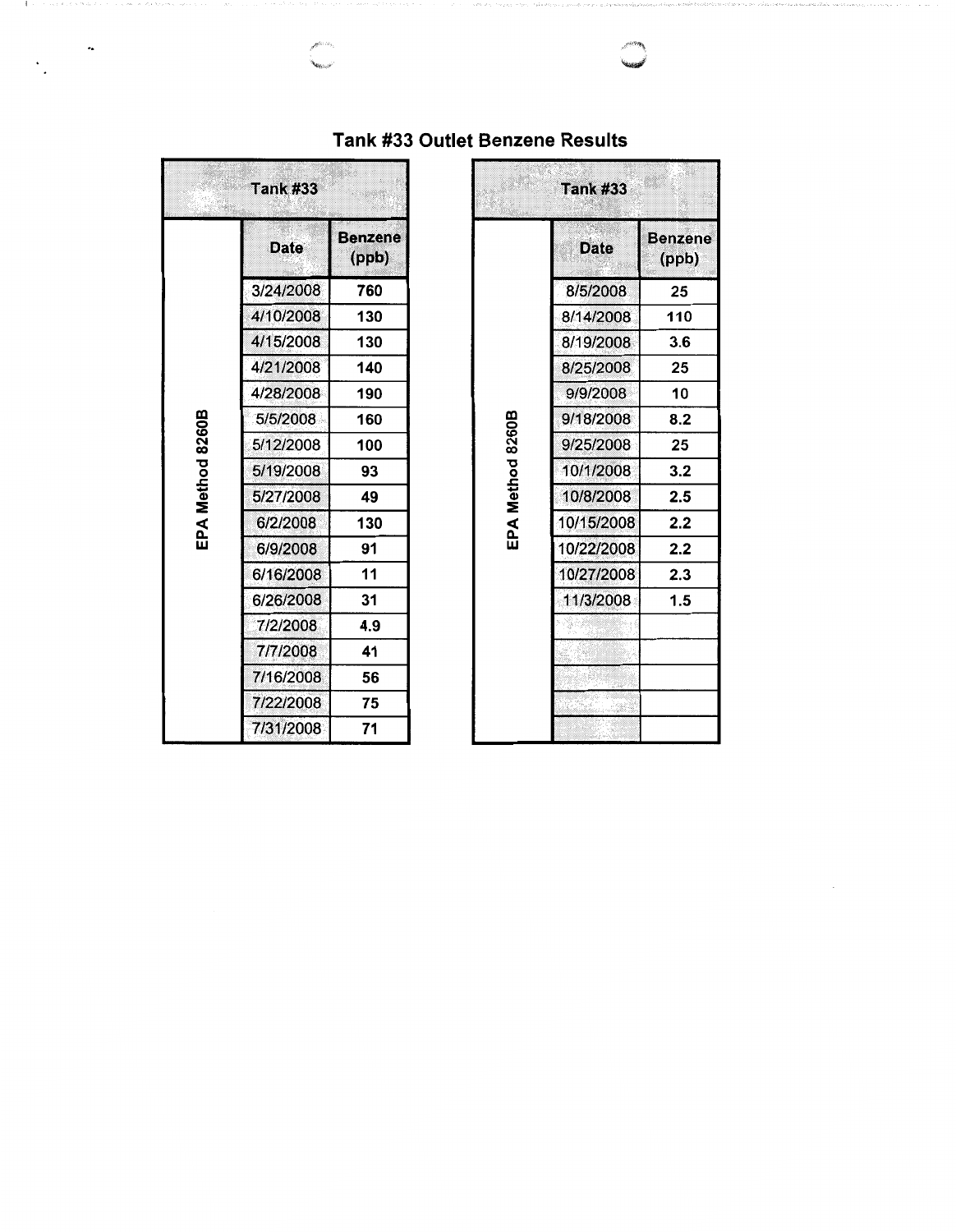# Tank #33 Outlet Benzene Results

| Tank #33 | | |
|---|---|---|
| | Date | Benzene (ppb) |
| EPA Method 8260B | 3/24/2008 | 760 |
| | 4/10/2008 | 130 |
| | 4/15/2008 | 130 |
| | 4/21/2008 | 140 |
| | 4/28/2008 | 190 |
| | 5/5/2008 | 160 |
| | 5/12/2008 | 100 |
| | 5/19/2008 | 93 |
| | 5/27/2008 | 49 |
| | 6/2/2008 | 130 |
| | 6/9/2008 | 91 |
| | 6/16/2008 | 11 |
| | 6/26/2008 | 31 |
| | 7/2/2008 | 4.9 |
| | 7/7/2008 | 41 |
| | 7/16/2008 | 56 |
| | 7/22/2008 | 75 |
| | 7/31/2008 | 71 |

| Tank #33 | | |
|---|---|---|
| | Date | Benzene (ppb) |
| EPA Method 8260B | 8/5/2008 | 25 |
| | 8/14/2008 | 110 |
| | 8/19/2008 | 3.6 |
| | 8/25/2008 | 25 |
| | 9/9/2008 | 10 |
| | 9/18/2008 | 8.2 |
| | 9/25/2008 | 25 |
| | 10/1/2008 | 3.2 |
| | 10/8/2008 | 2.5 |
| | 10/15/2008 | 2.2 |
| | 10/22/2008 | 2.2 |
| | 10/27/2008 | 2.3 |
| | 11/3/2008 | 1.5 |
| | | |
| | | |
| | | |
| | | |
| | | |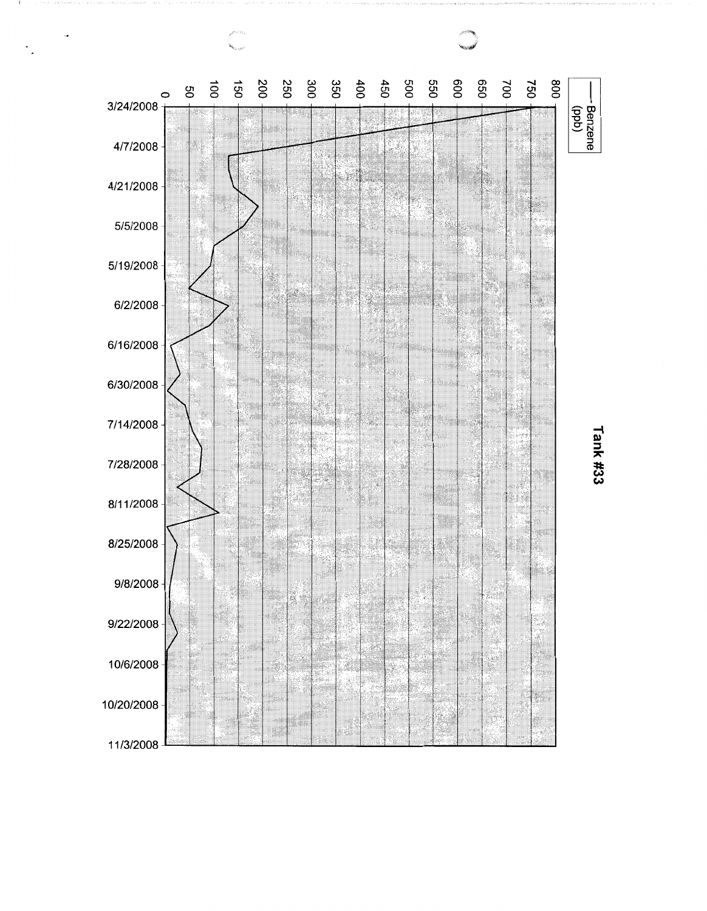## Tank #33

— Benzene (ppb)

0, 50, 100, 150, 200, 250, 300, 350, 400, 450, 500, 550, 600, 650, 700, 750, 800

3/24/2008, 4/7/2008, 4/21/2008, 5/5/2008, 5/19/2008, 6/2/2008, 6/16/2008, 6/30/2008, 7/14/2008, 7/28/2008, 8/11/2008, 8/25/2008, 9/8/2008, 9/22/2008, 10/6/2008, 10/20/2008, 11/3/2008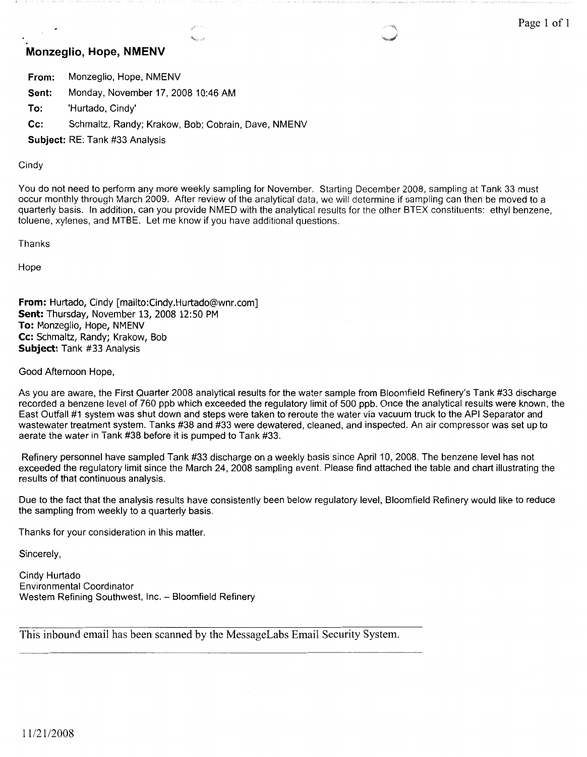**Monzeglio, Hope, NMENV**

**From:** Monzeglio, Hope, NMENV

**Sent:** Monday, November 17, 2008 10:46 AM

**To:** 'Hurtado, Cindy'

**Cc:** Schmaltz, Randy; Krakow, Bob; Cobrain, Dave, NMENV

**Subject:** RE: Tank #33 Analysis

Cindy

You do not need to perform any more weekly sampling for November. Starting December 2008, sampling at Tank 33 must occur monthly through March 2009. After review of the analytical data, we will determine if sampling can then be moved to a quarterly basis. In addition, can you provide NMED with the analytical results for the other BTEX constituents: ethyl benzene, toluene, xylenes, and MTBE. Let me know if you have additional questions.

Thanks

Hope

**From:** Hurtado, Cindy [mailto:Cindy.Hurtado@wnr.com]
**Sent:** Thursday, November 13, 2008 12:50 PM
**To:** Monzeglio, Hope, NMENV
**Cc:** Schmaltz, Randy; Krakow, Bob
**Subject:** Tank #33 Analysis

Good Afternoon Hope,

As you are aware, the First Quarter 2008 analytical results for the water sample from Bloomfield Refinery's Tank #33 discharge recorded a benzene level of 760 ppb which exceeded the regulatory limit of 500 ppb. Once the analytical results were known, the East Outfall #1 system was shut down and steps were taken to reroute the water via vacuum truck to the API Separator and wastewater treatment system. Tanks #38 and #33 were dewatered, cleaned, and inspected. An air compressor was set up to aerate the water in Tank #38 before it is pumped to Tank #33.

Refinery personnel have sampled Tank #33 discharge on a weekly basis since April 10, 2008. The benzene level has not exceeded the regulatory limit since the March 24, 2008 sampling event. Please find attached the table and chart illustrating the results of that continuous analysis.

Due to the fact that the analysis results have consistently been below regulatory level, Bloomfield Refinery would like to reduce the sampling from weekly to a quarterly basis.

Thanks for your consideration in this matter.

Sincerely,

Cindy Hurtado
Environmental Coordinator
Western Refining Southwest, Inc. – Bloomfield Refinery

---

This inbound email has been scanned by the MessageLabs Email Security System.

---

11/21/2008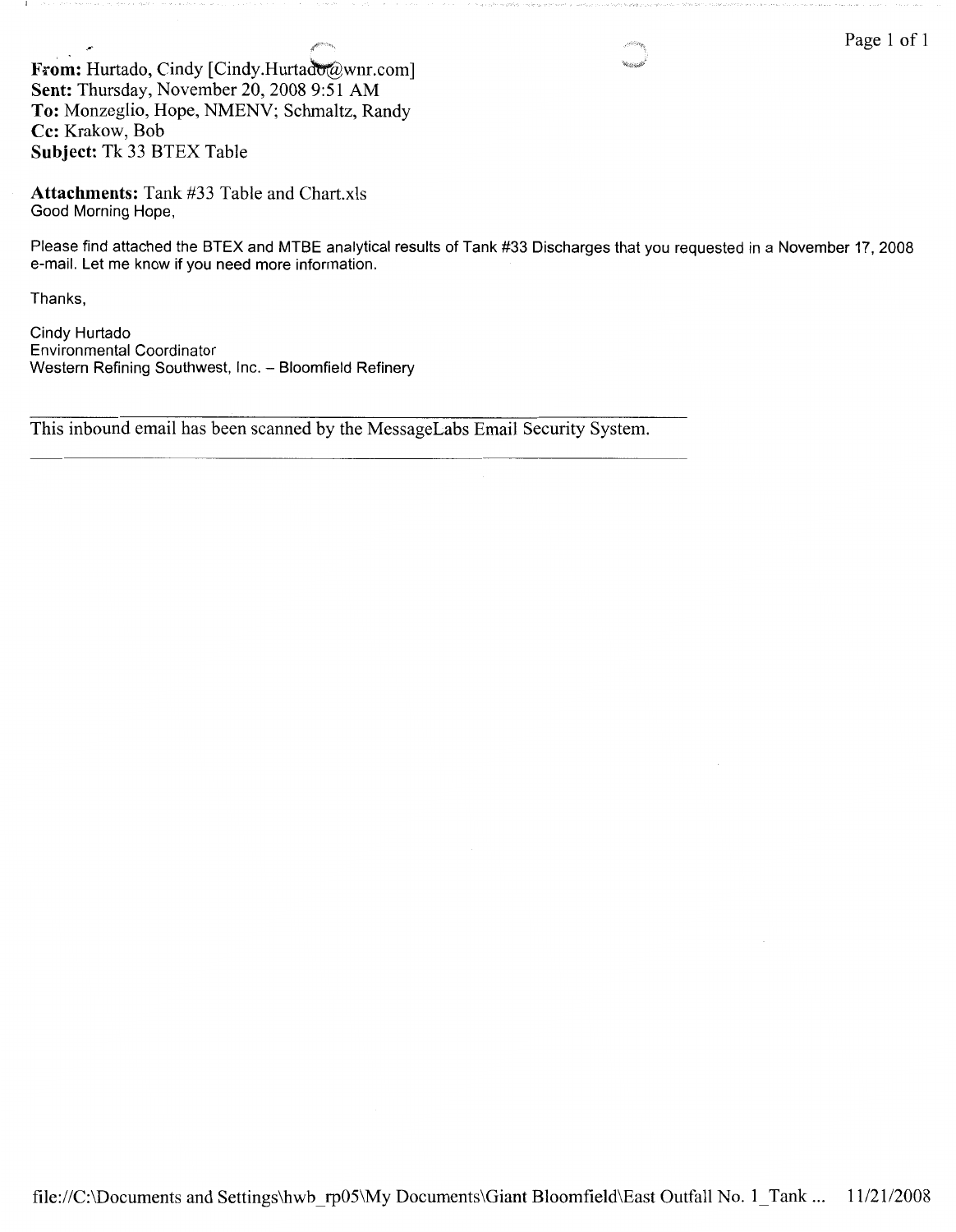**From:** Hurtado, Cindy [Cindy.Hurtado@wnr.com]
**Sent:** Thursday, November 20, 2008 9:51 AM
**To:** Monzeglio, Hope, NMENV; Schmaltz, Randy
**Cc:** Krakow, Bob
**Subject:** Tk 33 BTEX Table

**Attachments:** Tank #33 Table and Chart.xls

Good Morning Hope,

Please find attached the BTEX and MTBE analytical results of Tank #33 Discharges that you requested in a November 17, 2008 e-mail. Let me know if you need more information.

Thanks,

Cindy Hurtado
Environmental Coordinator
Western Refining Southwest, Inc. – Bloomfield Refinery

---

This inbound email has been scanned by the MessageLabs Email Security System.

---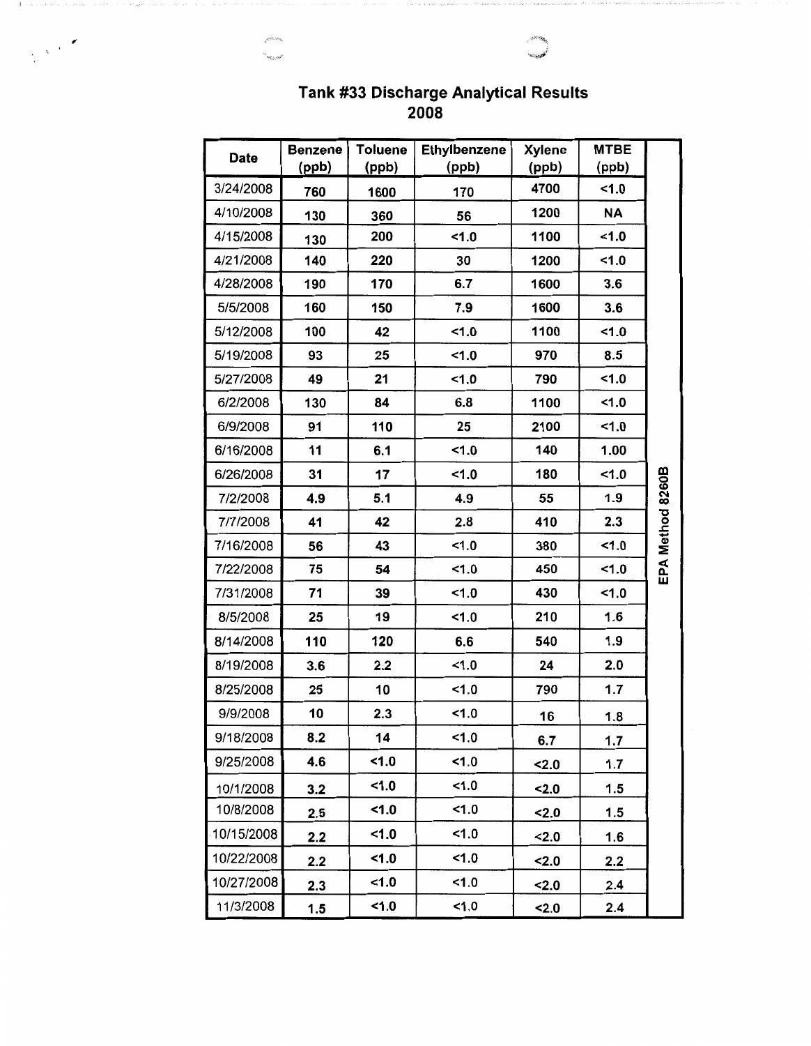# Tank #33 Discharge Analytical Results
## 2008

| Date | Benzene (ppb) | Toluene (ppb) | Ethylbenzene (ppb) | Xylene (ppb) | MTBE (ppb) | |
|---|---|---|---|---|---|---|
| 3/24/2008 | 760 | 1600 | 170 | 4700 | <1.0 | EPA Method 8260B |
| 4/10/2008 | 130 | 360 | 56 | 1200 | NA | |
| 4/15/2008 | 130 | 200 | <1.0 | 1100 | <1.0 | |
| 4/21/2008 | 140 | 220 | 30 | 1200 | <1.0 | |
| 4/28/2008 | 190 | 170 | 6.7 | 1600 | 3.6 | |
| 5/5/2008 | 160 | 150 | 7.9 | 1600 | 3.6 | |
| 5/12/2008 | 100 | 42 | <1.0 | 1100 | <1.0 | |
| 5/19/2008 | 93 | 25 | <1.0 | 970 | 8.5 | |
| 5/27/2008 | 49 | 21 | <1.0 | 790 | <1.0 | |
| 6/2/2008 | 130 | 84 | 6.8 | 1100 | <1.0 | |
| 6/9/2008 | 91 | 110 | 25 | 2100 | <1.0 | |
| 6/16/2008 | 11 | 6.1 | <1.0 | 140 | 1.00 | |
| 6/26/2008 | 31 | 17 | <1.0 | 180 | <1.0 | |
| 7/2/2008 | 4.9 | 5.1 | 4.9 | 55 | 1.9 | |
| 7/7/2008 | 41 | 42 | 2.8 | 410 | 2.3 | |
| 7/16/2008 | 56 | 43 | <1.0 | 380 | <1.0 | |
| 7/22/2008 | 75 | 54 | <1.0 | 450 | <1.0 | |
| 7/31/2008 | 71 | 39 | <1.0 | 430 | <1.0 | |
| 8/5/2008 | 25 | 19 | <1.0 | 210 | 1.6 | |
| 8/14/2008 | 110 | 120 | 6.6 | 540 | 1.9 | |
| 8/19/2008 | 3.6 | 2.2 | <1.0 | 24 | 2.0 | |
| 8/25/2008 | 25 | 10 | <1.0 | 790 | 1.7 | |
| 9/9/2008 | 10 | 2.3 | <1.0 | 16 | 1.8 | |
| 9/18/2008 | 8.2 | 14 | <1.0 | 6.7 | 1.7 | |
| 9/25/2008 | 4.6 | <1.0 | <1.0 | <2.0 | 1.7 | |
| 10/1/2008 | 3.2 | <1.0 | <1.0 | <2.0 | 1.5 | |
| 10/8/2008 | 2.5 | <1.0 | <1.0 | <2.0 | 1.5 | |
| 10/15/2008 | 2.2 | <1.0 | <1.0 | <2.0 | 1.6 | |
| 10/22/2008 | 2.2 | <1.0 | <1.0 | <2.0 | 2.2 | |
| 10/27/2008 | 2.3 | <1.0 | <1.0 | <2.0 | 2.4 | |
| 11/3/2008 | 1.5 | <1.0 | <1.0 | <2.0 | 2.4 | |